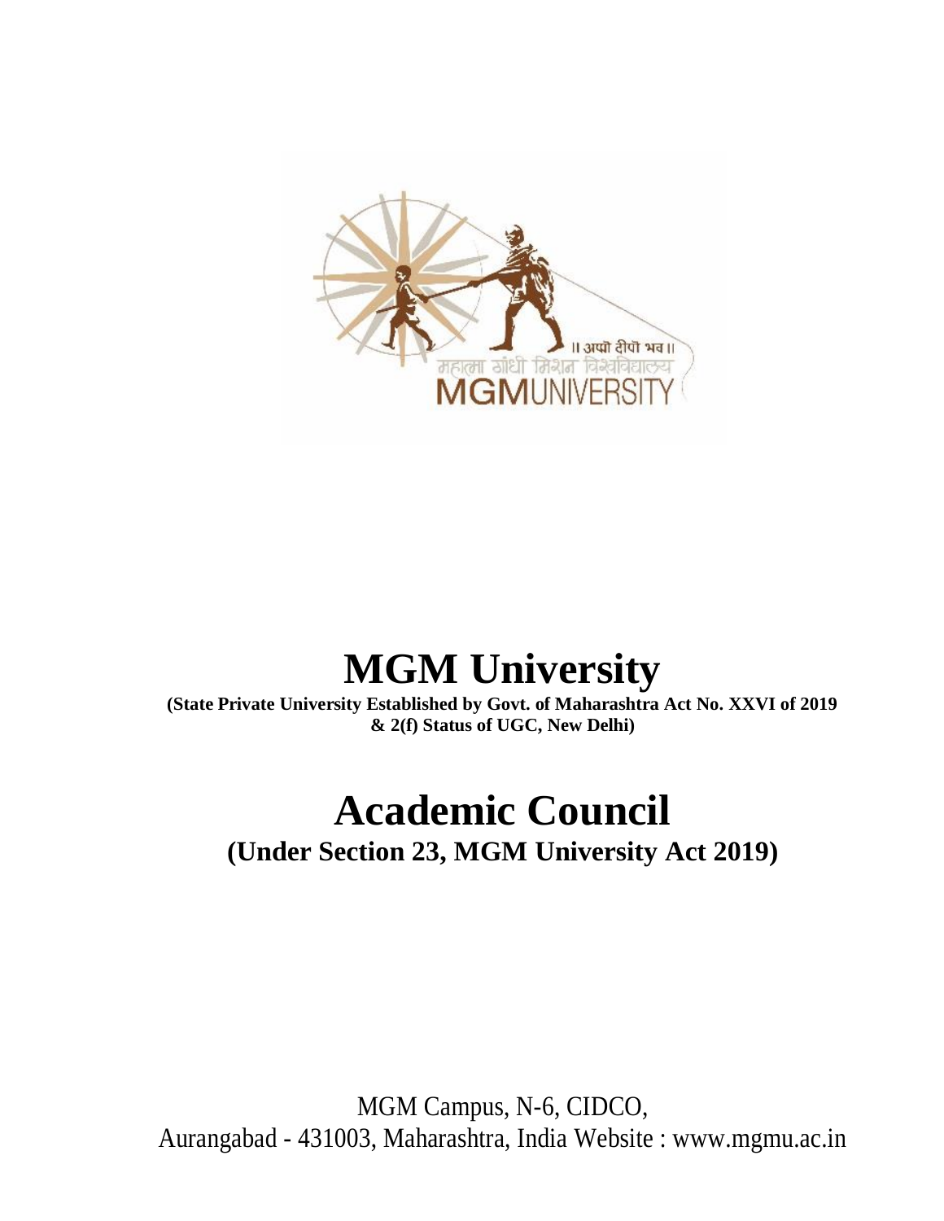# MGM University

**(State Private University Established by Govt. of Maharashtra Act No. XXVI of 2019 & 2(f) Status of UGC, New Delhi)**

# Academic Council

## (Under Section 23, MGM University Act 2019)

MGM Campus, N-6, CIDCO,
Aurangabad - 431003, Maharashtra, India Website : www.mgmu.ac.in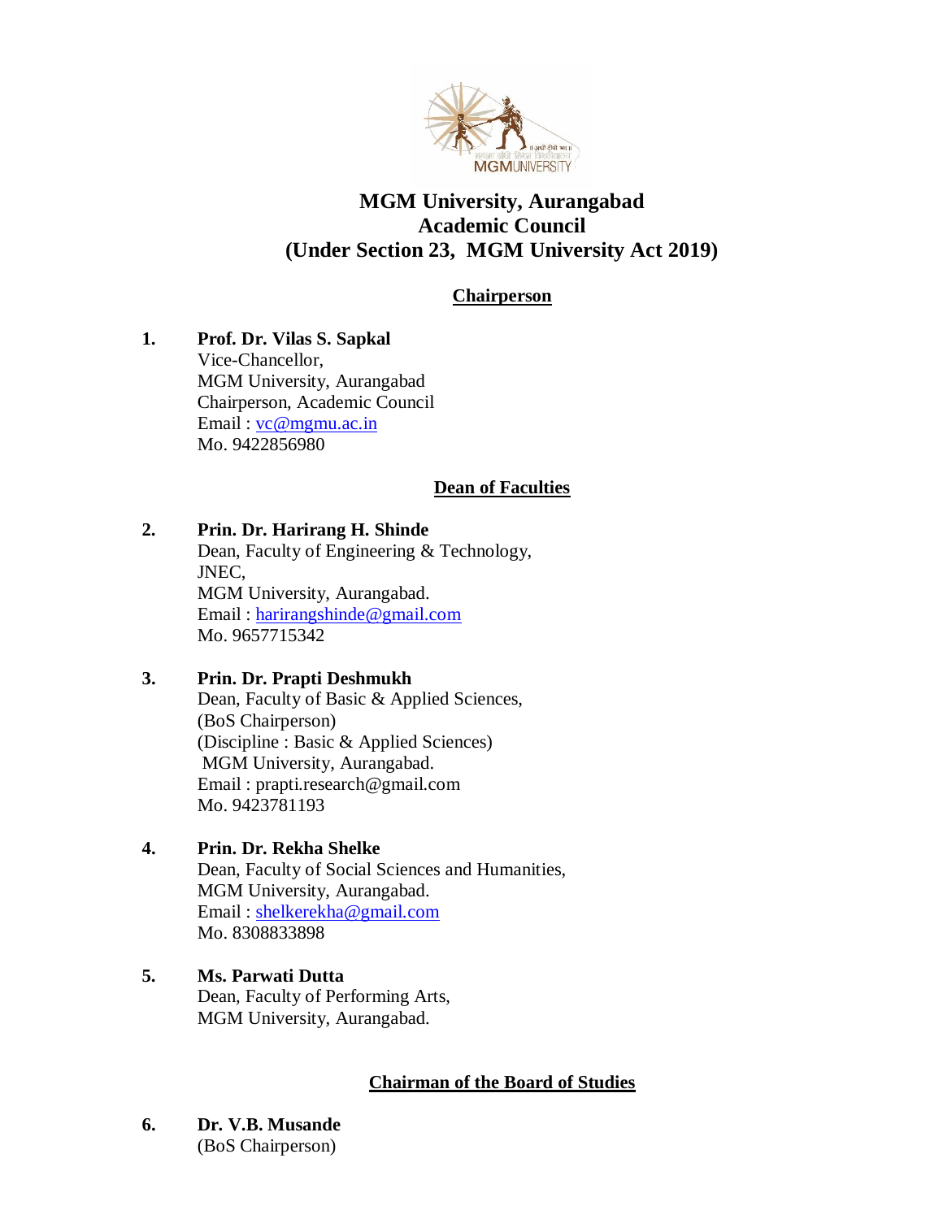# MGM University, Aurangabad
## Academic Council
## (Under Section 23, MGM University Act 2019)

### Chairperson

1. **Prof. Dr. Vilas S. Sapkal**
   Vice-Chancellor,
   MGM University, Aurangabad
   Chairperson, Academic Council
   Email : vc@mgmu.ac.in
   Mo. 9422856980

### Dean of Faculties

2. **Prin. Dr. Harirang H. Shinde**
   Dean, Faculty of Engineering & Technology,
   JNEC,
   MGM University, Aurangabad.
   Email : harirangshinde@gmail.com
   Mo. 9657715342

3. **Prin. Dr. Prapti Deshmukh**
   Dean, Faculty of Basic & Applied Sciences,
   (BoS Chairperson)
   (Discipline : Basic & Applied Sciences)
   MGM University, Aurangabad.
   Email : prapti.research@gmail.com
   Mo. 9423781193

4. **Prin. Dr. Rekha Shelke**
   Dean, Faculty of Social Sciences and Humanities,
   MGM University, Aurangabad.
   Email : shelkerekha@gmail.com
   Mo. 8308833898

5. **Ms. Parwati Dutta**
   Dean, Faculty of Performing Arts,
   MGM University, Aurangabad.

### Chairman of the Board of Studies

6. **Dr. V.B. Musande**
   (BoS Chairperson)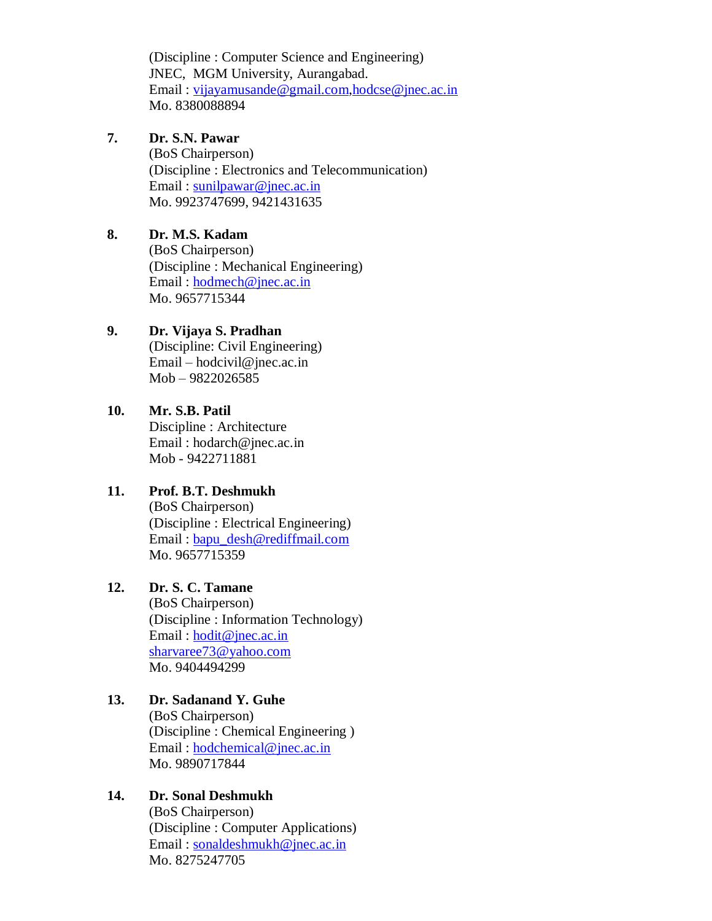(Discipline : Computer Science and Engineering)
JNEC, MGM University, Aurangabad.
Email : vijayamusande@gmail.com,hodcse@jnec.ac.in
Mo. 8380088894

7. **Dr. S.N. Pawar**
   (BoS Chairperson)
   (Discipline : Electronics and Telecommunication)
   Email : sunilpawar@jnec.ac.in
   Mo. 9923747699, 9421431635

8. **Dr. M.S. Kadam**
   (BoS Chairperson)
   (Discipline : Mechanical Engineering)
   Email : hodmech@jnec.ac.in
   Mo. 9657715344

9. **Dr. Vijaya S. Pradhan**
   (Discipline: Civil Engineering)
   Email – hodcivil@jnec.ac.in
   Mob – 9822026585

10. **Mr. S.B. Patil**
    Discipline : Architecture
    Email : hodarch@jnec.ac.in
    Mob - 9422711881

11. **Prof. B.T. Deshmukh**
    (BoS Chairperson)
    (Discipline : Electrical Engineering)
    Email : bapu_desh@rediffmail.com
    Mo. 9657715359

12. **Dr. S. C. Tamane**
    (BoS Chairperson)
    (Discipline : Information Technology)
    Email : hodit@jnec.ac.in
    sharvaree73@yahoo.com
    Mo. 9404494299

13. **Dr. Sadanand Y. Guhe**
    (BoS Chairperson)
    (Discipline : Chemical Engineering )
    Email : hodchemical@jnec.ac.in
    Mo. 9890717844

14. **Dr. Sonal Deshmukh**
    (BoS Chairperson)
    (Discipline : Computer Applications)
    Email : sonaldeshmukh@jnec.ac.in
    Mo. 8275247705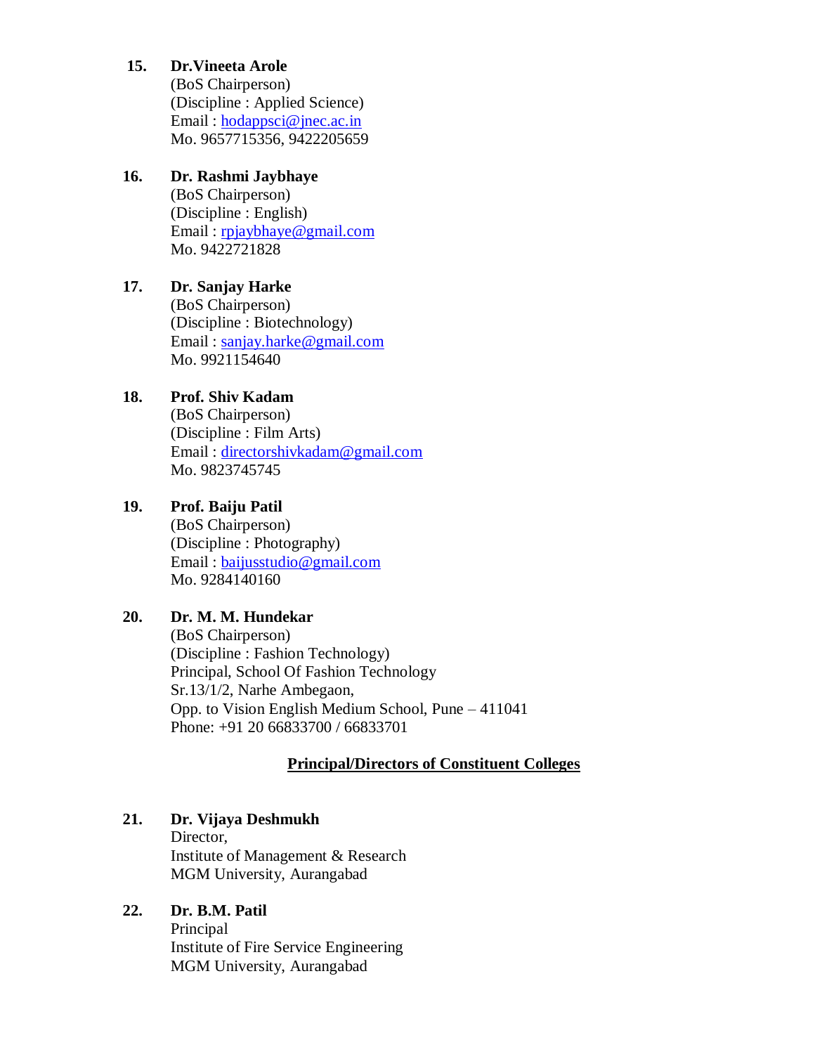**15. Dr.Vineeta Arole**
(BoS Chairperson)
(Discipline : Applied Science)
Email : hodappsci@jnec.ac.in
Mo. 9657715356, 9422205659

**16. Dr. Rashmi Jaybhaye**
(BoS Chairperson)
(Discipline : English)
Email : rpjaybhaye@gmail.com
Mo. 9422721828

**17. Dr. Sanjay Harke**
(BoS Chairperson)
(Discipline : Biotechnology)
Email : sanjay.harke@gmail.com
Mo. 9921154640

**18. Prof. Shiv Kadam**
(BoS Chairperson)
(Discipline : Film Arts)
Email : directorshivkadam@gmail.com
Mo. 9823745745

**19. Prof. Baiju Patil**
(BoS Chairperson)
(Discipline : Photography)
Email : baijusstudio@gmail.com
Mo. 9284140160

**20. Dr. M. M. Hundekar**
(BoS Chairperson)
(Discipline : Fashion Technology)
Principal, School Of Fashion Technology
Sr.13/1/2, Narhe Ambegaon,
Opp. to Vision English Medium School, Pune – 411041
Phone: +91 20 66833700 / 66833701

## Principal/Directors of Constituent Colleges

**21. Dr. Vijaya Deshmukh**
Director,
Institute of Management & Research
MGM University, Aurangabad

**22. Dr. B.M. Patil**
Principal
Institute of Fire Service Engineering
MGM University, Aurangabad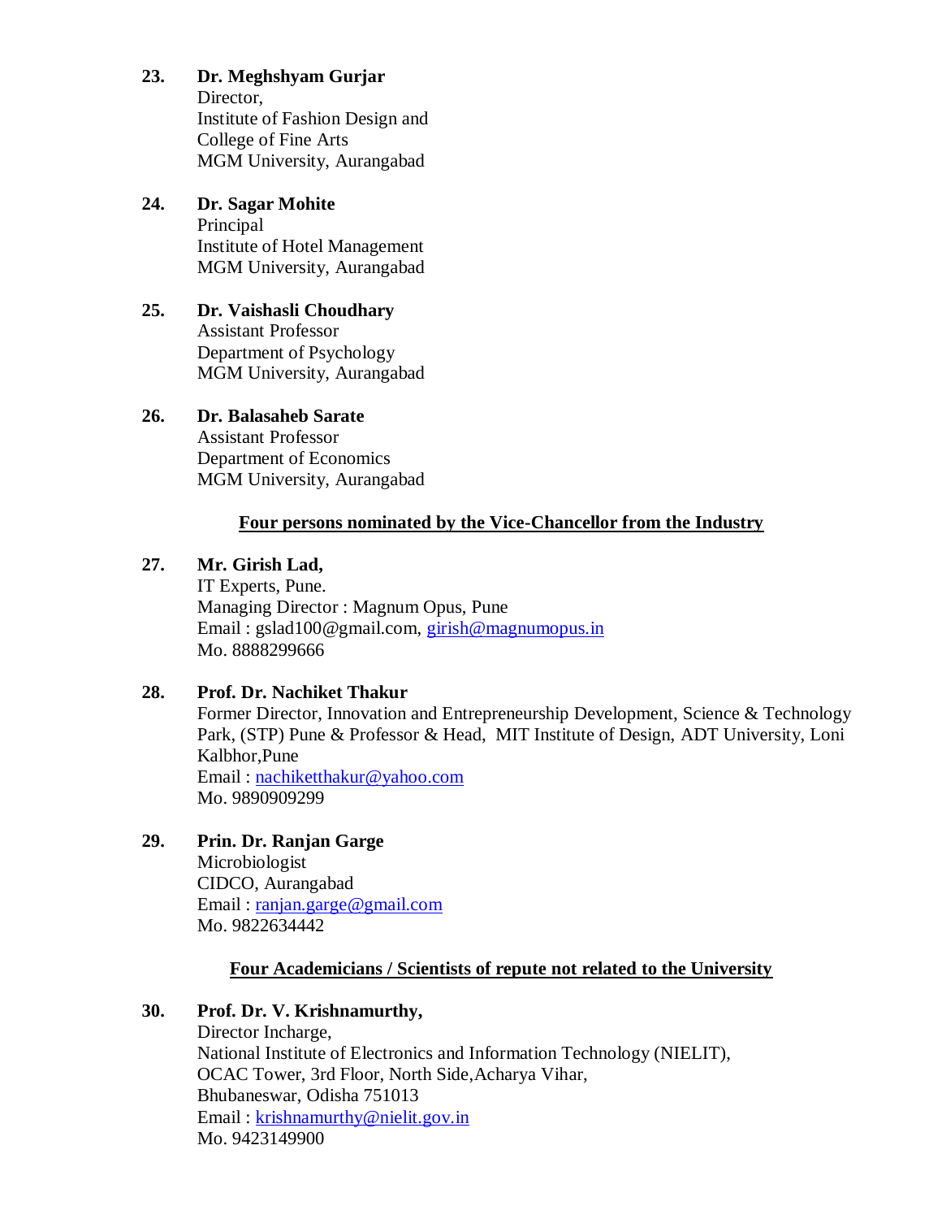23. **Dr. Meghshyam Gurjar**
    Director,
    Institute of Fashion Design and
    College of Fine Arts
    MGM University, Aurangabad

24. **Dr. Sagar Mohite**
    Principal
    Institute of Hotel Management
    MGM University, Aurangabad

25. **Dr. Vaishasli Choudhary**
    Assistant Professor
    Department of Psychology
    MGM University, Aurangabad

26. **Dr. Balasaheb Sarate**
    Assistant Professor
    Department of Economics
    MGM University, Aurangabad

**Four persons nominated by the Vice-Chancellor from the Industry**

27. **Mr. Girish Lad,**
    IT Experts, Pune.
    Managing Director : Magnum Opus, Pune
    Email : gslad100@gmail.com, girish@magnumopus.in
    Mo. 8888299666

28. **Prof. Dr. Nachiket Thakur**
    Former Director, Innovation and Entrepreneurship Development, Science & Technology Park, (STP) Pune & Professor & Head, MIT Institute of Design, ADT University, Loni Kalbhor,Pune
    Email : nachiketthakur@yahoo.com
    Mo. 9890909299

29. **Prin. Dr. Ranjan Garge**
    Microbiologist
    CIDCO, Aurangabad
    Email : ranjan.garge@gmail.com
    Mo. 9822634442

**Four Academicians / Scientists of repute not related to the University**

30. **Prof. Dr. V. Krishnamurthy,**
    Director Incharge,
    National Institute of Electronics and Information Technology (NIELIT),
    OCAC Tower, 3rd Floor, North Side,Acharya Vihar,
    Bhubaneswar, Odisha 751013
    Email : krishnamurthy@nielit.gov.in
    Mo. 9423149900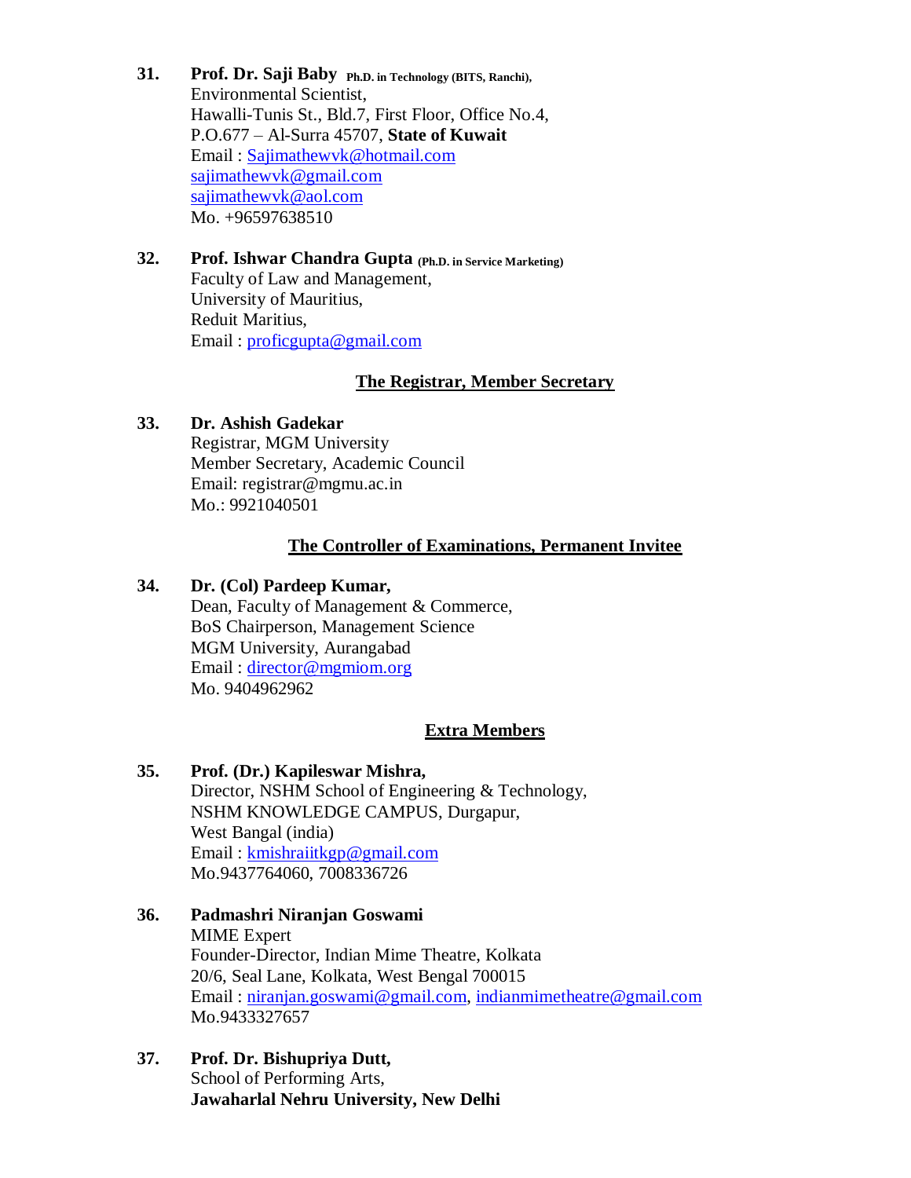31. **Prof. Dr. Saji Baby** **Ph.D. in Technology (BITS, Ranchi),**
    Environmental Scientist,
    Hawalli-Tunis St., Bld.7, First Floor, Office No.4,
    P.O.677 – Al-Surra 45707, **State of Kuwait**
    Email : Sajimathewvk@hotmail.com
    sajimathewvk@gmail.com
    sajimathewvk@aol.com
    Mo. +96597638510

32. **Prof. Ishwar Chandra Gupta** **(Ph.D. in Service Marketing)**
    Faculty of Law and Management,
    University of Mauritius,
    Reduit Maritius,
    Email : proficgupta@gmail.com

**The Registrar, Member Secretary**

33. **Dr. Ashish Gadekar**
    Registrar, MGM University
    Member Secretary, Academic Council
    Email: registrar@mgmu.ac.in
    Mo.: 9921040501

**The Controller of Examinations, Permanent Invitee**

34. **Dr. (Col) Pardeep Kumar,**
    Dean, Faculty of Management & Commerce,
    BoS Chairperson, Management Science
    MGM University, Aurangabad
    Email : director@mgmiom.org
    Mo. 9404962962

**Extra Members**

35. **Prof. (Dr.) Kapileswar Mishra,**
    Director, NSHM School of Engineering & Technology,
    NSHM KNOWLEDGE CAMPUS, Durgapur,
    West Bangal (india)
    Email : kmishraiitkgp@gmail.com
    Mo.9437764060, 7008336726

36. **Padmashri Niranjan Goswami**
    MIME Expert
    Founder-Director, Indian Mime Theatre, Kolkata
    20/6, Seal Lane, Kolkata, West Bengal 700015
    Email : niranjan.goswami@gmail.com, indianmimetheatre@gmail.com
    Mo.9433327657

37. **Prof. Dr. Bishupriya Dutt,**
    School of Performing Arts,
    **Jawaharlal Nehru University, New Delhi**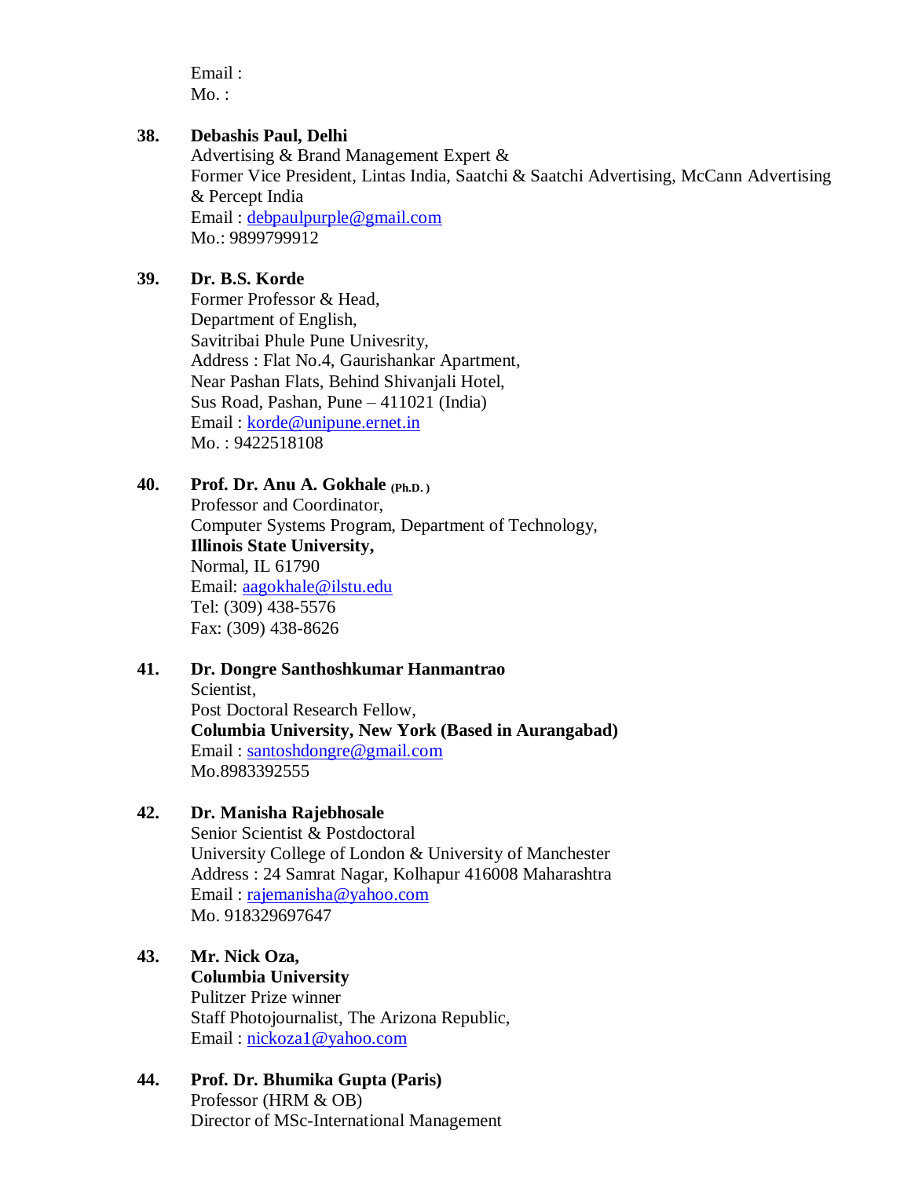Email :
Mo. :

**38.** **Debashis Paul, Delhi**
Advertising & Brand Management Expert &
Former Vice President, Lintas India, Saatchi & Saatchi Advertising, McCann Advertising & Percept India
Email : debpaulpurple@gmail.com
Mo.: 9899799912

**39.** **Dr. B.S. Korde**
Former Professor & Head,
Department of English,
Savitribai Phule Pune Univesrity,
Address : Flat No.4, Gaurishankar Apartment,
Near Pashan Flats, Behind Shivanjali Hotel,
Sus Road, Pashan, Pune – 411021 (India)
Email : korde@unipune.ernet.in
Mo. : 9422518108

**40.** **Prof. Dr. Anu A. Gokhale (Ph.D. )**
Professor and Coordinator,
Computer Systems Program, Department of Technology,
**Illinois State University,**
Normal, IL 61790
Email: aagokhale@ilstu.edu
Tel: (309) 438-5576
Fax: (309) 438-8626

**41.** **Dr. Dongre Santhoshkumar Hanmantrao**
Scientist,
Post Doctoral Research Fellow,
**Columbia University, New York (Based in Aurangabad)**
Email : santoshdongre@gmail.com
Mo.8983392555

**42.** **Dr. Manisha Rajebhosale**
Senior Scientist & Postdoctoral
University College of London & University of Manchester
Address : 24 Samrat Nagar, Kolhapur 416008 Maharashtra
Email : rajemanisha@yahoo.com
Mo. 918329697647

**43.** **Mr. Nick Oza,**
**Columbia University**
Pulitzer Prize winner
Staff Photojournalist, The Arizona Republic,
Email : nickoza1@yahoo.com

**44.** **Prof. Dr. Bhumika Gupta (Paris)**
Professor (HRM & OB)
Director of MSc-International Management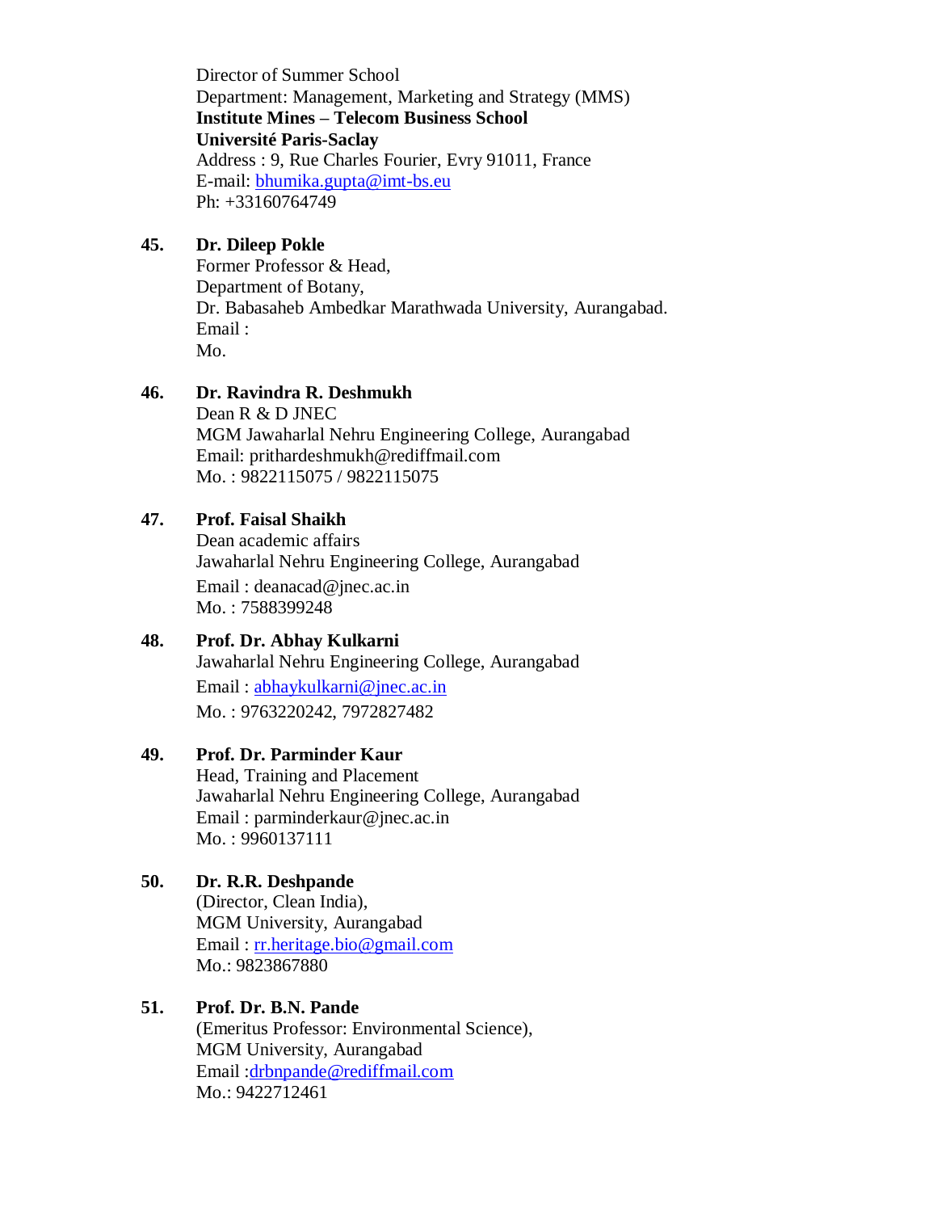Director of Summer School  
Department: Management, Marketing and Strategy (MMS)  
**Institute Mines – Telecom Business School**  
**Université Paris-Saclay**  
Address : 9, Rue Charles Fourier, Evry 91011, France  
E-mail: bhumika.gupta@imt-bs.eu  
Ph: +33160764749

**45. Dr. Dileep Pokle**  
Former Professor & Head,  
Department of Botany,  
Dr. Babasaheb Ambedkar Marathwada University, Aurangabad.  
Email :  
Mo.

**46. Dr. Ravindra R. Deshmukh**  
Dean R & D JNEC  
MGM Jawaharlal Nehru Engineering College, Aurangabad  
Email: prithardeshmukh@rediffmail.com  
Mo. : 9822115075 / 9822115075

**47. Prof. Faisal Shaikh**  
Dean academic affairs  
Jawaharlal Nehru Engineering College, Aurangabad  
Email : deanacad@jnec.ac.in  
Mo. : 7588399248

**48. Prof. Dr. Abhay Kulkarni**  
Jawaharlal Nehru Engineering College, Aurangabad  
Email : abhaykulkarni@jnec.ac.in  
Mo. : 9763220242, 7972827482

**49. Prof. Dr. Parminder Kaur**  
Head, Training and Placement  
Jawaharlal Nehru Engineering College, Aurangabad  
Email : parminderkaur@jnec.ac.in  
Mo. : 9960137111

**50. Dr. R.R. Deshpande**  
(Director, Clean India),  
MGM University, Aurangabad  
Email : rr.heritage.bio@gmail.com  
Mo.: 9823867880

**51. Prof. Dr. B.N. Pande**  
(Emeritus Professor: Environmental Science),  
MGM University, Aurangabad  
Email :drbnpande@rediffmail.com  
Mo.: 9422712461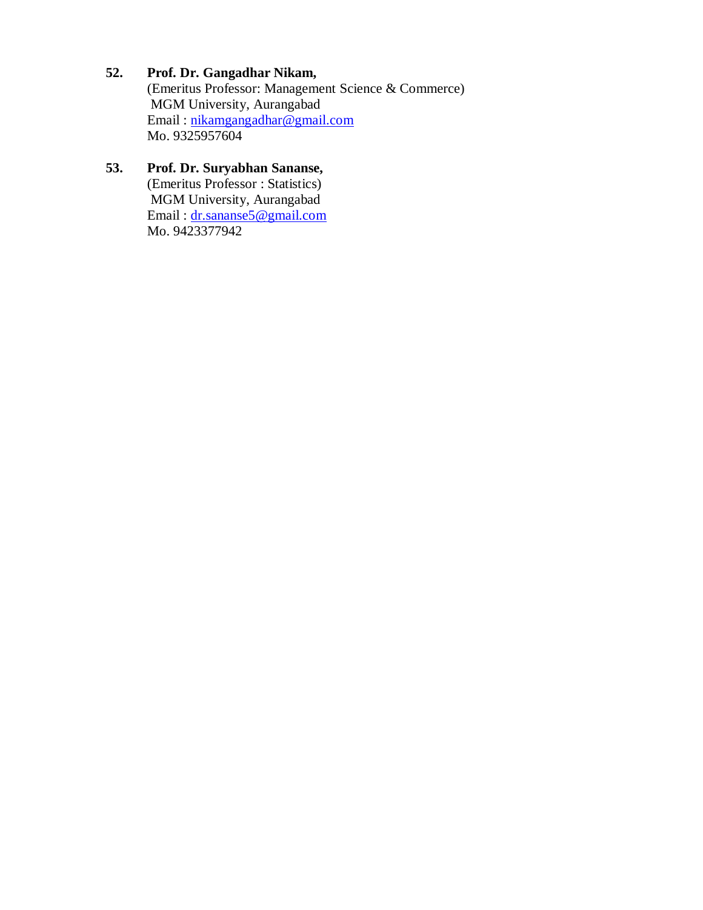52. **Prof. Dr. Gangadhar Nikam,**
    (Emeritus Professor: Management Science & Commerce)
    MGM University, Aurangabad
    Email : nikamgangadhar@gmail.com
    Mo. 9325957604

53. **Prof. Dr. Suryabhan Sananse,**
    (Emeritus Professor : Statistics)
    MGM University, Aurangabad
    Email : dr.sananse5@gmail.com
    Mo. 9423377942